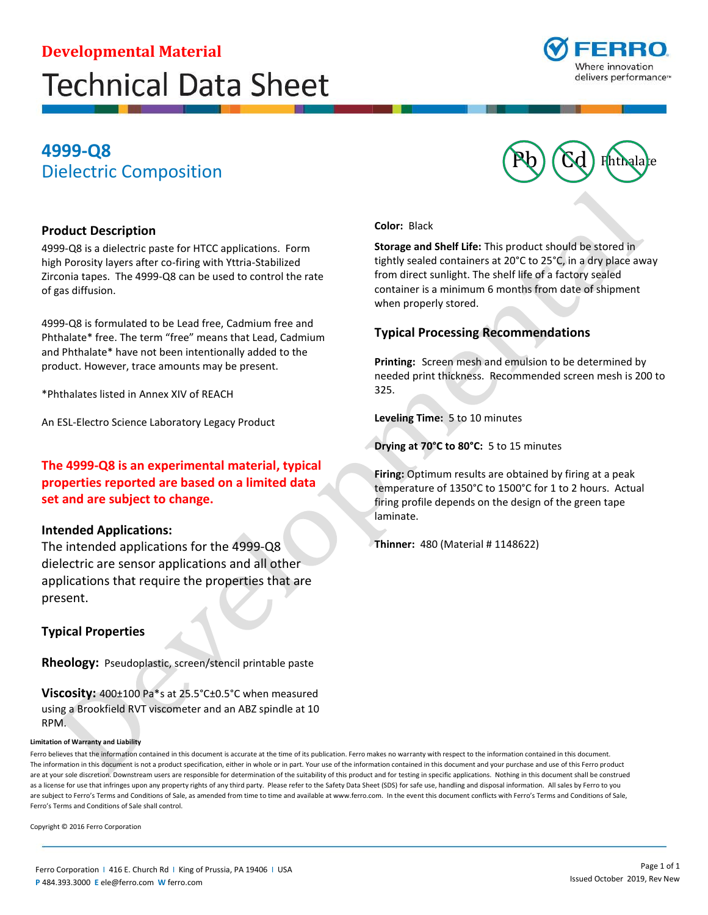**Developmental Material**

# Technical Data Sheet

## 4999-Q8
Dielectric Composition

### Product Description

4999-Q8 is a dielectric paste for HTCC applications. Form high Porosity layers after co-firing with Yttria-Stabilized Zirconia tapes. The 4999-Q8 can be used to control the rate of gas diffusion.

4999-Q8 is formulated to be Lead free, Cadmium free and Phthalate* free. The term "free" means that Lead, Cadmium and Phthalate* have not been intentionally added to the product. However, trace amounts may be present.

*Phthalates listed in Annex XIV of REACH

An ESL-Electro Science Laboratory Legacy Product

**The 4999-Q8 is an experimental material, typical properties reported are based on a limited data set and are subject to change.**

### Intended Applications:

The intended applications for the 4999-Q8 dielectric are sensor applications and all other applications that require the properties that are present.

### Typical Properties

**Rheology:** Pseudoplastic, screen/stencil printable paste

**Viscosity:** 400±100 Pa*s at 25.5°C±0.5°C when measured using a Brookfield RVT viscometer and an ABZ spindle at 10 RPM.

**Color:** Black

**Storage and Shelf Life:** This product should be stored in tightly sealed containers at 20°C to 25°C, in a dry place away from direct sunlight. The shelf life of a factory sealed container is a minimum 6 months from date of shipment when properly stored.

### Typical Processing Recommendations

**Printing:** Screen mesh and emulsion to be determined by needed print thickness. Recommended screen mesh is 200 to 325.

**Leveling Time:** 5 to 10 minutes

**Drying at 70°C to 80°C:** 5 to 15 minutes

**Firing:** Optimum results are obtained by firing at a peak temperature of 1350°C to 1500°C for 1 to 2 hours. Actual firing profile depends on the design of the green tape laminate.

**Thinner:** 480 (Material # 1148622)

**Limitation of Warranty and Liability**

Ferro believes that the information contained in this document is accurate at the time of its publication. Ferro makes no warranty with respect to the information contained in this document. The information in this document is not a product specification, either in whole or in part. Your use of the information contained in this document and your purchase and use of this Ferro product are at your sole discretion. Downstream users are responsible for determination of the suitability of this product and for testing in specific applications. Nothing in this document shall be construed as a license for use that infringes upon any property rights of any third party. Please refer to the Safety Data Sheet (SDS) for safe use, handling and disposal information. All sales by Ferro to you are subject to Ferro's Terms and Conditions of Sale, as amended from time to time and available at www.ferro.com. In the event this document conflicts with Ferro's Terms and Conditions of Sale, Ferro's Terms and Conditions of Sale shall control.

Copyright © 2016 Ferro Corporation

Ferro Corporation | 416 E. Church Rd | King of Prussia, PA 19406 | USA
**P** 484.393.3000 **E** ele@ferro.com **W** ferro.com

Issued October 2019, Rev New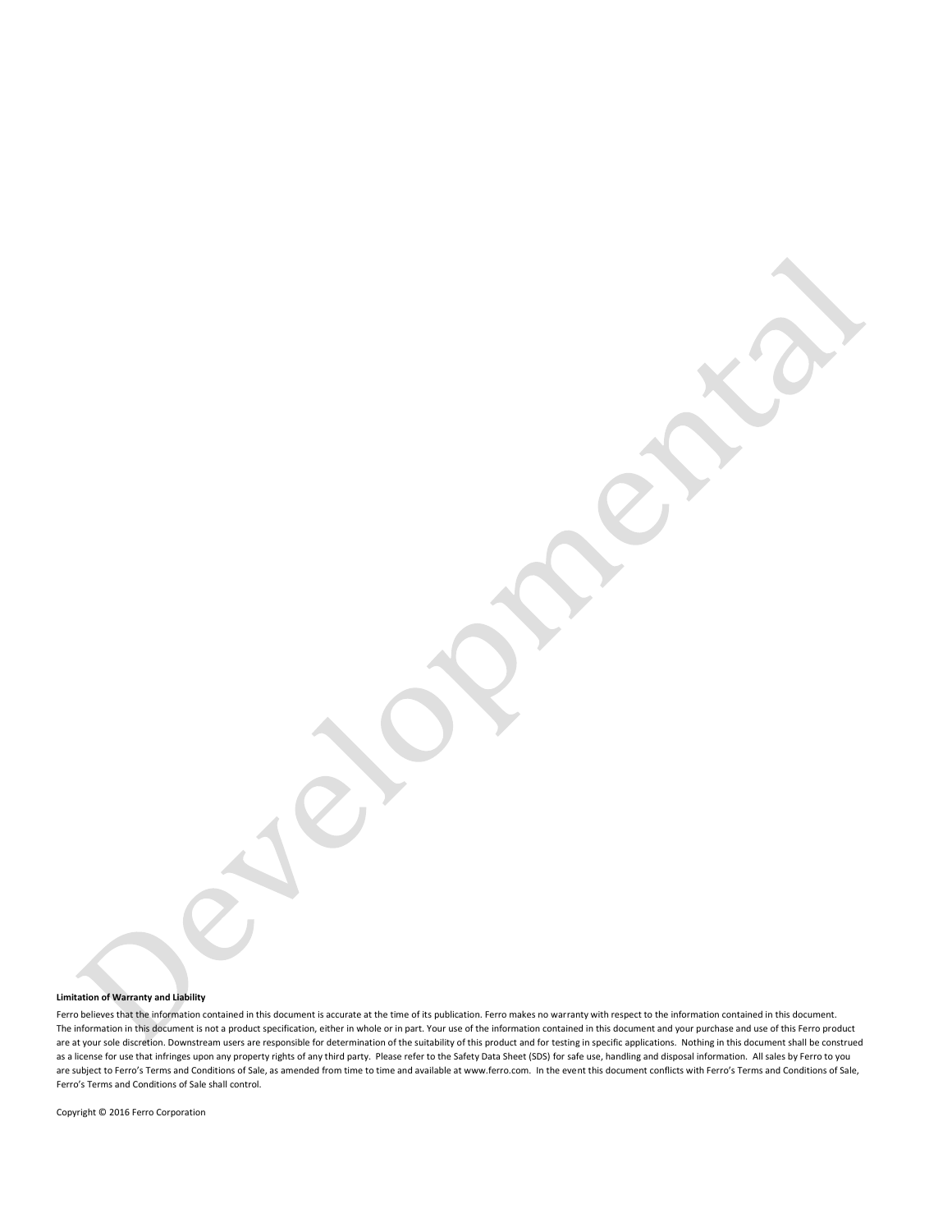**Limitation of Warranty and Liability**

Ferro believes that the information contained in this document is accurate at the time of its publication. Ferro makes no warranty with respect to the information contained in this document. The information in this document is not a product specification, either in whole or in part. Your use of the information contained in this document and your purchase and use of this Ferro product are at your sole discretion. Downstream users are responsible for determination of the suitability of this product and for testing in specific applications. Nothing in this document shall be construed as a license for use that infringes upon any property rights of any third party. Please refer to the Safety Data Sheet (SDS) for safe use, handling and disposal information. All sales by Ferro to you are subject to Ferro's Terms and Conditions of Sale, as amended from time to time and available at www.ferro.com. In the event this document conflicts with Ferro's Terms and Conditions of Sale, Ferro's Terms and Conditions of Sale shall control.

Copyright © 2016 Ferro Corporation